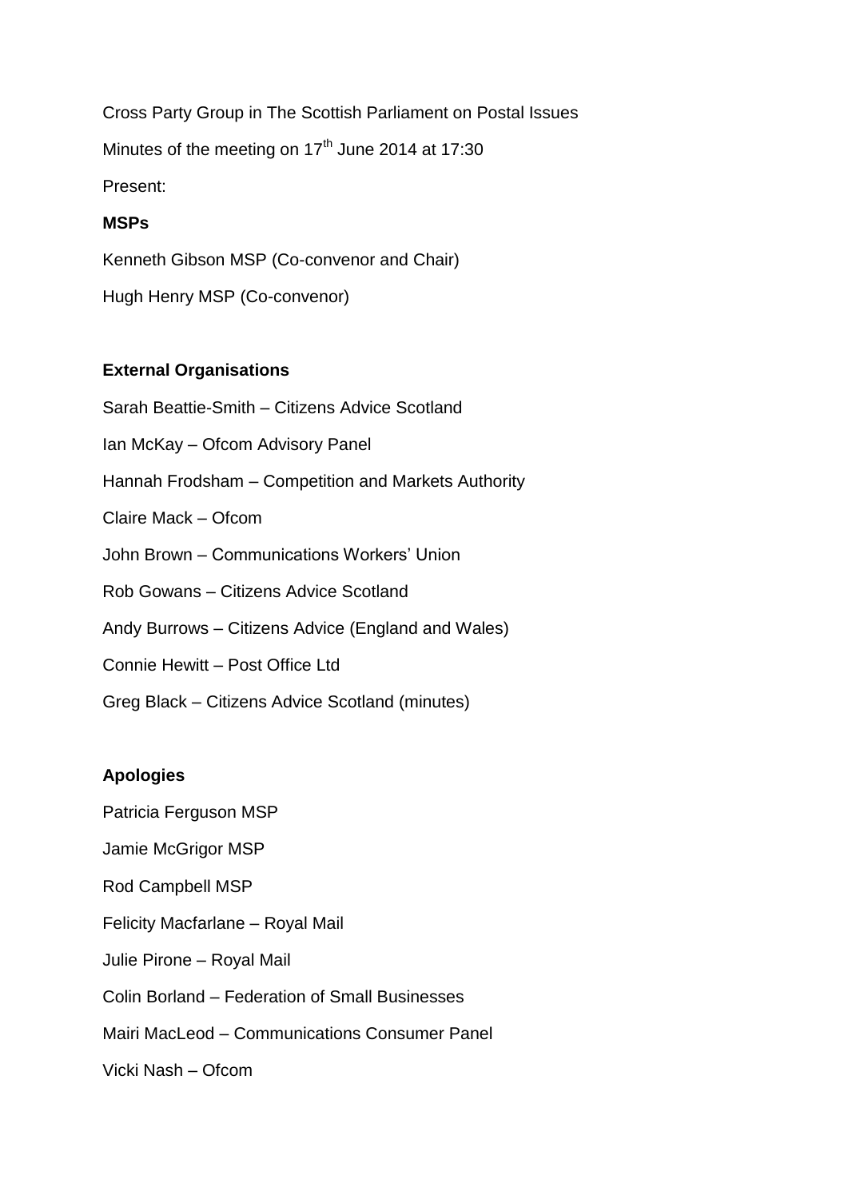Cross Party Group in The Scottish Parliament on Postal Issues

Minutes of the meeting on 17th June 2014 at 17:30

Present:

**MSPs**

Kenneth Gibson MSP (Co-convenor and Chair)

Hugh Henry MSP (Co-convenor)

**External Organisations**

Sarah Beattie-Smith – Citizens Advice Scotland

Ian McKay – Ofcom Advisory Panel

Hannah Frodsham – Competition and Markets Authority

Claire Mack – Ofcom

John Brown – Communications Workers' Union

Rob Gowans – Citizens Advice Scotland

Andy Burrows – Citizens Advice (England and Wales)

Connie Hewitt – Post Office Ltd

Greg Black – Citizens Advice Scotland (minutes)

**Apologies**

Patricia Ferguson MSP

Jamie McGrigor MSP

Rod Campbell MSP

Felicity Macfarlane – Royal Mail

Julie Pirone – Royal Mail

Colin Borland – Federation of Small Businesses

Mairi MacLeod – Communications Consumer Panel

Vicki Nash – Ofcom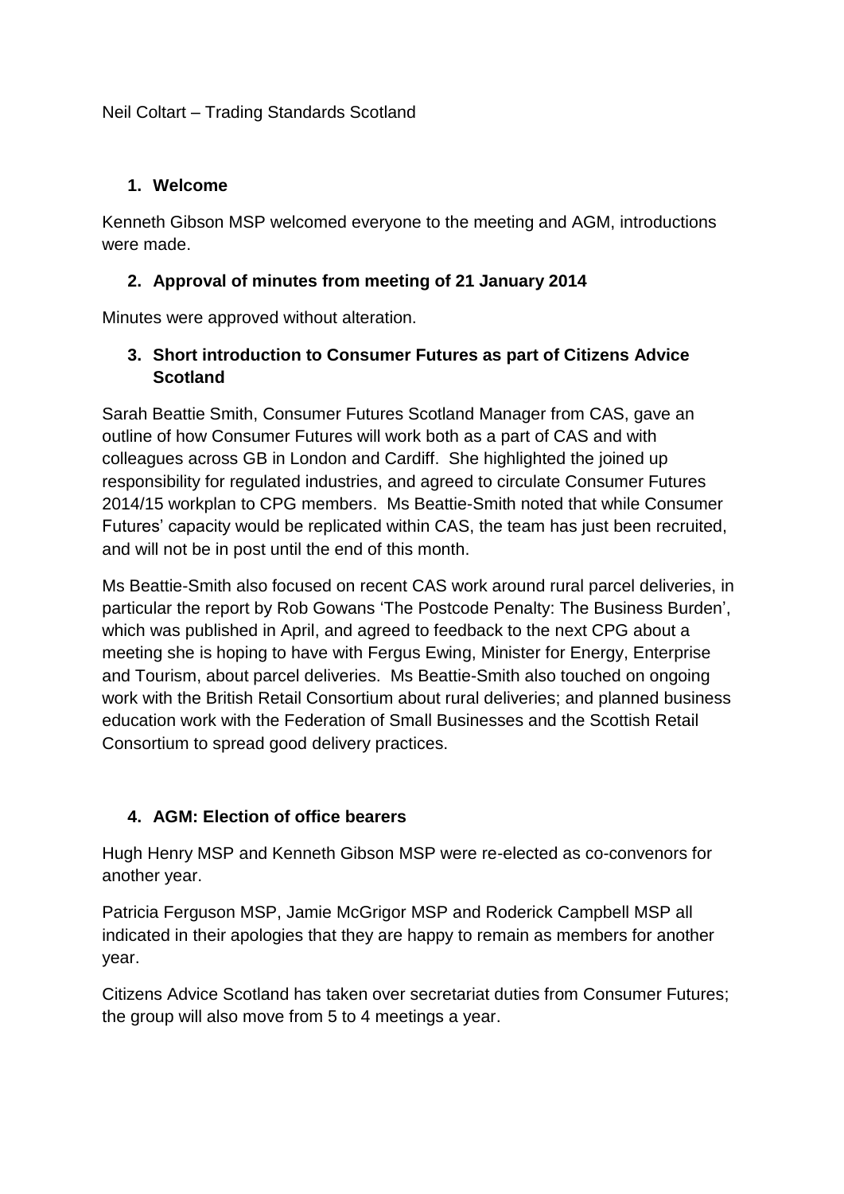Neil Coltart – Trading Standards Scotland

1. **Welcome**

Kenneth Gibson MSP welcomed everyone to the meeting and AGM, introductions were made.

2. **Approval of minutes from meeting of 21 January 2014**

Minutes were approved without alteration.

3. **Short introduction to Consumer Futures as part of Citizens Advice Scotland**

Sarah Beattie Smith, Consumer Futures Scotland Manager from CAS, gave an outline of how Consumer Futures will work both as a part of CAS and with colleagues across GB in London and Cardiff. She highlighted the joined up responsibility for regulated industries, and agreed to circulate Consumer Futures 2014/15 workplan to CPG members. Ms Beattie-Smith noted that while Consumer Futures' capacity would be replicated within CAS, the team has just been recruited, and will not be in post until the end of this month.

Ms Beattie-Smith also focused on recent CAS work around rural parcel deliveries, in particular the report by Rob Gowans 'The Postcode Penalty: The Business Burden', which was published in April, and agreed to feedback to the next CPG about a meeting she is hoping to have with Fergus Ewing, Minister for Energy, Enterprise and Tourism, about parcel deliveries. Ms Beattie-Smith also touched on ongoing work with the British Retail Consortium about rural deliveries; and planned business education work with the Federation of Small Businesses and the Scottish Retail Consortium to spread good delivery practices.

4. **AGM: Election of office bearers**

Hugh Henry MSP and Kenneth Gibson MSP were re-elected as co-convenors for another year.

Patricia Ferguson MSP, Jamie McGrigor MSP and Roderick Campbell MSP all indicated in their apologies that they are happy to remain as members for another year.

Citizens Advice Scotland has taken over secretariat duties from Consumer Futures; the group will also move from 5 to 4 meetings a year.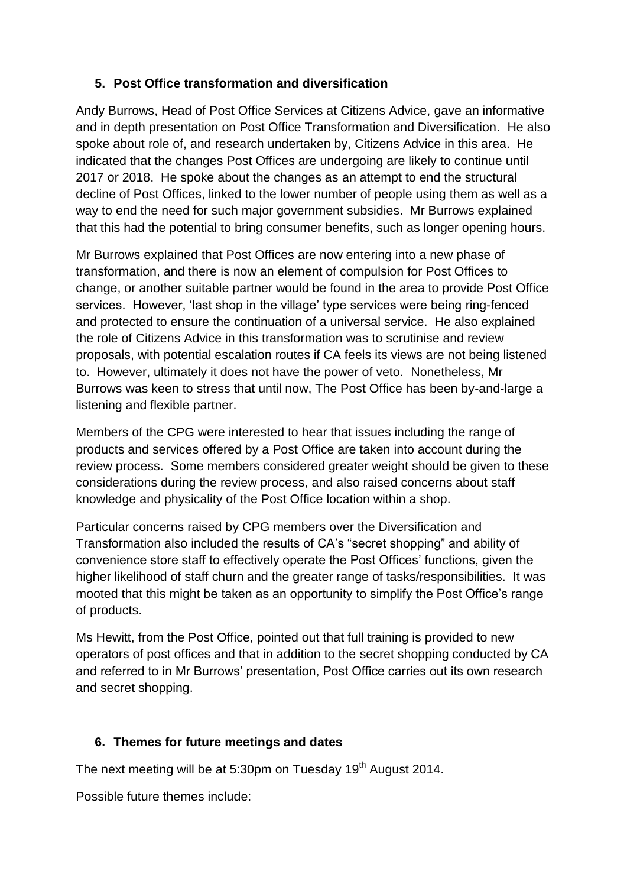## 5. Post Office transformation and diversification

Andy Burrows, Head of Post Office Services at Citizens Advice, gave an informative and in depth presentation on Post Office Transformation and Diversification. He also spoke about role of, and research undertaken by, Citizens Advice in this area. He indicated that the changes Post Offices are undergoing are likely to continue until 2017 or 2018. He spoke about the changes as an attempt to end the structural decline of Post Offices, linked to the lower number of people using them as well as a way to end the need for such major government subsidies. Mr Burrows explained that this had the potential to bring consumer benefits, such as longer opening hours.

Mr Burrows explained that Post Offices are now entering into a new phase of transformation, and there is now an element of compulsion for Post Offices to change, or another suitable partner would be found in the area to provide Post Office services. However, 'last shop in the village' type services were being ring-fenced and protected to ensure the continuation of a universal service. He also explained the role of Citizens Advice in this transformation was to scrutinise and review proposals, with potential escalation routes if CA feels its views are not being listened to. However, ultimately it does not have the power of veto. Nonetheless, Mr Burrows was keen to stress that until now, The Post Office has been by-and-large a listening and flexible partner.

Members of the CPG were interested to hear that issues including the range of products and services offered by a Post Office are taken into account during the review process. Some members considered greater weight should be given to these considerations during the review process, and also raised concerns about staff knowledge and physicality of the Post Office location within a shop.

Particular concerns raised by CPG members over the Diversification and Transformation also included the results of CA's "secret shopping" and ability of convenience store staff to effectively operate the Post Offices' functions, given the higher likelihood of staff churn and the greater range of tasks/responsibilities. It was mooted that this might be taken as an opportunity to simplify the Post Office's range of products.

Ms Hewitt, from the Post Office, pointed out that full training is provided to new operators of post offices and that in addition to the secret shopping conducted by CA and referred to in Mr Burrows' presentation, Post Office carries out its own research and secret shopping.

## 6. Themes for future meetings and dates

The next meeting will be at 5:30pm on Tuesday 19th August 2014.

Possible future themes include: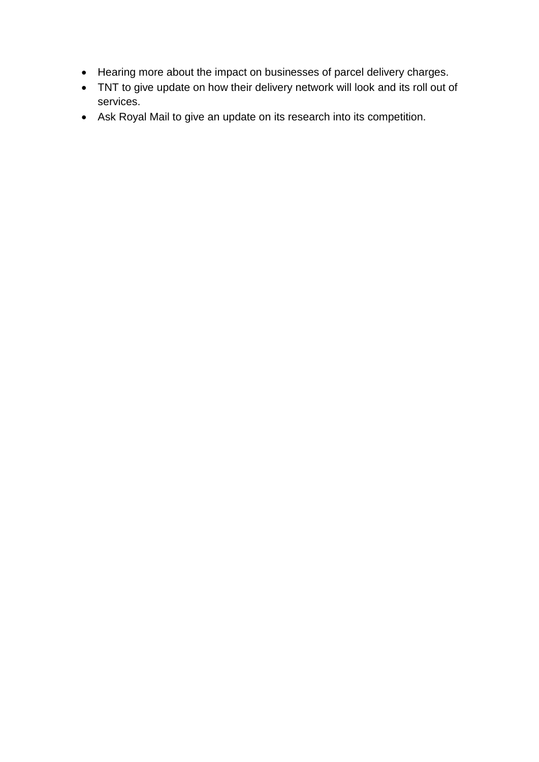- Hearing more about the impact on businesses of parcel delivery charges.
- TNT to give update on how their delivery network will look and its roll out of services.
- Ask Royal Mail to give an update on its research into its competition.